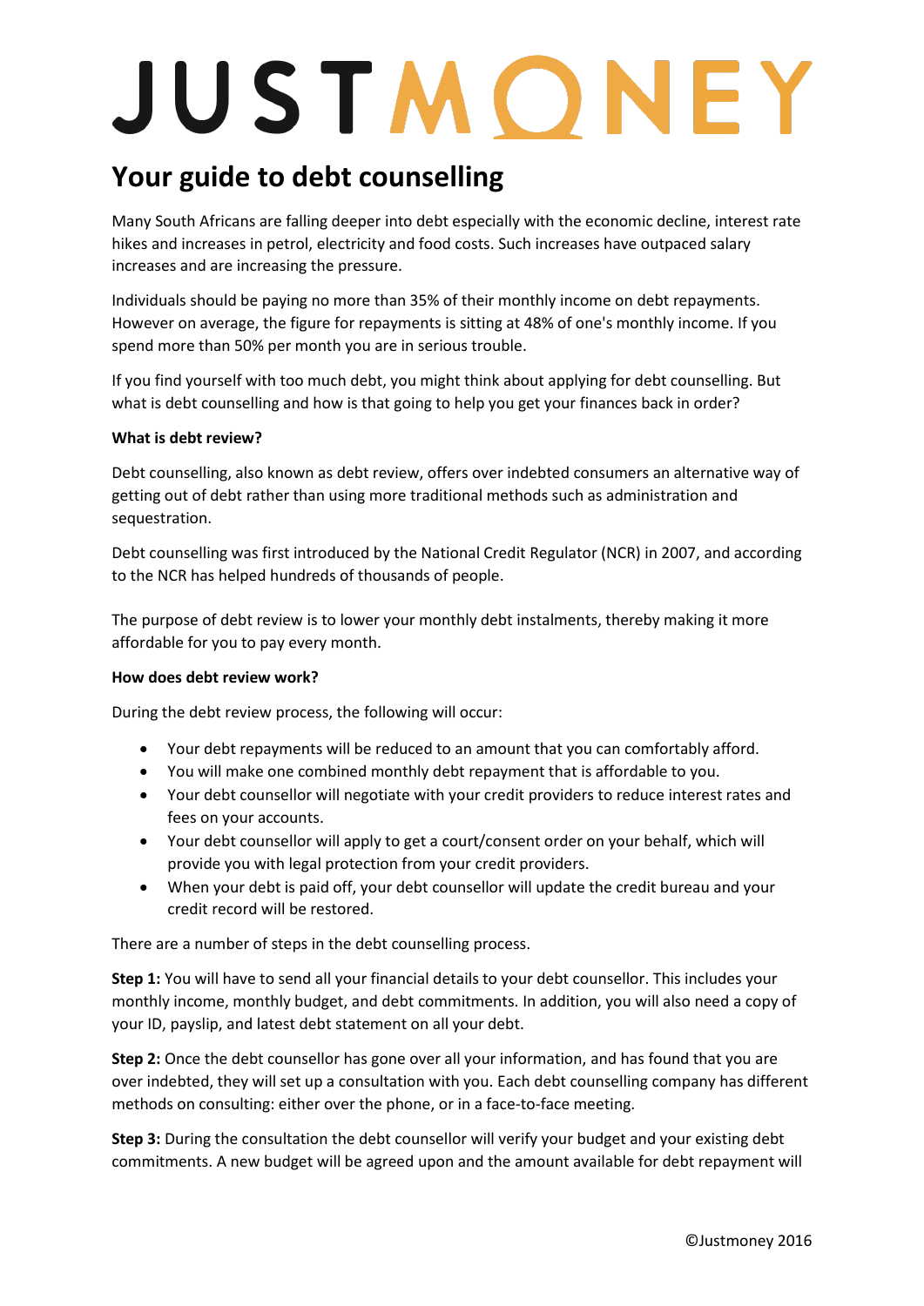# JUSTMONEY

## Your guide to debt counselling

Many South Africans are falling deeper into debt especially with the economic decline, interest rate hikes and increases in petrol, electricity and food costs. Such increases have outpaced salary increases and are increasing the pressure.

Individuals should be paying no more than 35% of their monthly income on debt repayments. However on average, the figure for repayments is sitting at 48% of one's monthly income. If you spend more than 50% per month you are in serious trouble.

If you find yourself with too much debt, you might think about applying for debt counselling. But what is debt counselling and how is that going to help you get your finances back in order?

**What is debt review?**

Debt counselling, also known as debt review, offers over indebted consumers an alternative way of getting out of debt rather than using more traditional methods such as administration and sequestration.

Debt counselling was first introduced by the National Credit Regulator (NCR) in 2007, and according to the NCR has helped hundreds of thousands of people.

The purpose of debt review is to lower your monthly debt instalments, thereby making it more affordable for you to pay every month.

**How does debt review work?**

During the debt review process, the following will occur:

- Your debt repayments will be reduced to an amount that you can comfortably afford.
- You will make one combined monthly debt repayment that is affordable to you.
- Your debt counsellor will negotiate with your credit providers to reduce interest rates and fees on your accounts.
- Your debt counsellor will apply to get a court/consent order on your behalf, which will provide you with legal protection from your credit providers.
- When your debt is paid off, your debt counsellor will update the credit bureau and your credit record will be restored.

There are a number of steps in the debt counselling process.

**Step 1:** You will have to send all your financial details to your debt counsellor. This includes your monthly income, monthly budget, and debt commitments. In addition, you will also need a copy of your ID, payslip, and latest debt statement on all your debt.

**Step 2:** Once the debt counsellor has gone over all your information, and has found that you are over indebted, they will set up a consultation with you. Each debt counselling company has different methods on consulting: either over the phone, or in a face-to-face meeting.

**Step 3:** During the consultation the debt counsellor will verify your budget and your existing debt commitments. A new budget will be agreed upon and the amount available for debt repayment will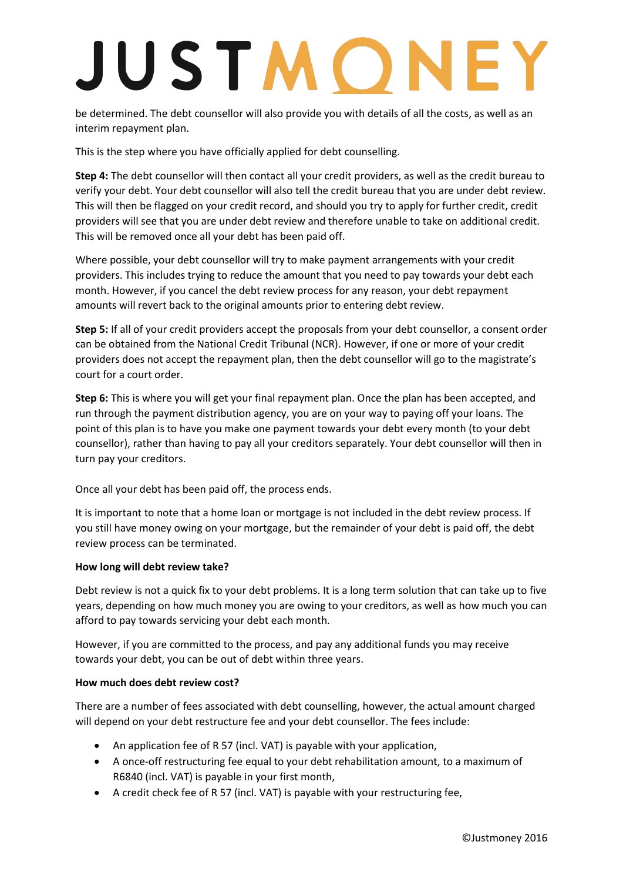be determined. The debt counsellor will also provide you with details of all the costs, as well as an interim repayment plan.

This is the step where you have officially applied for debt counselling.

**Step 4:** The debt counsellor will then contact all your credit providers, as well as the credit bureau to verify your debt. Your debt counsellor will also tell the credit bureau that you are under debt review. This will then be flagged on your credit record, and should you try to apply for further credit, credit providers will see that you are under debt review and therefore unable to take on additional credit. This will be removed once all your debt has been paid off.

Where possible, your debt counsellor will try to make payment arrangements with your credit providers. This includes trying to reduce the amount that you need to pay towards your debt each month. However, if you cancel the debt review process for any reason, your debt repayment amounts will revert back to the original amounts prior to entering debt review.

**Step 5:** If all of your credit providers accept the proposals from your debt counsellor, a consent order can be obtained from the National Credit Tribunal (NCR). However, if one or more of your credit providers does not accept the repayment plan, then the debt counsellor will go to the magistrate's court for a court order.

**Step 6:** This is where you will get your final repayment plan. Once the plan has been accepted, and run through the payment distribution agency, you are on your way to paying off your loans. The point of this plan is to have you make one payment towards your debt every month (to your debt counsellor), rather than having to pay all your creditors separately. Your debt counsellor will then in turn pay your creditors.

Once all your debt has been paid off, the process ends.

It is important to note that a home loan or mortgage is not included in the debt review process. If you still have money owing on your mortgage, but the remainder of your debt is paid off, the debt review process can be terminated.

**How long will debt review take?**

Debt review is not a quick fix to your debt problems. It is a long term solution that can take up to five years, depending on how much money you are owing to your creditors, as well as how much you can afford to pay towards servicing your debt each month.

However, if you are committed to the process, and pay any additional funds you may receive towards your debt, you can be out of debt within three years.

**How much does debt review cost?**

There are a number of fees associated with debt counselling, however, the actual amount charged will depend on your debt restructure fee and your debt counsellor. The fees include:

- An application fee of R 57 (incl. VAT) is payable with your application,
- A once-off restructuring fee equal to your debt rehabilitation amount, to a maximum of R6840 (incl. VAT) is payable in your first month,
- A credit check fee of R 57 (incl. VAT) is payable with your restructuring fee,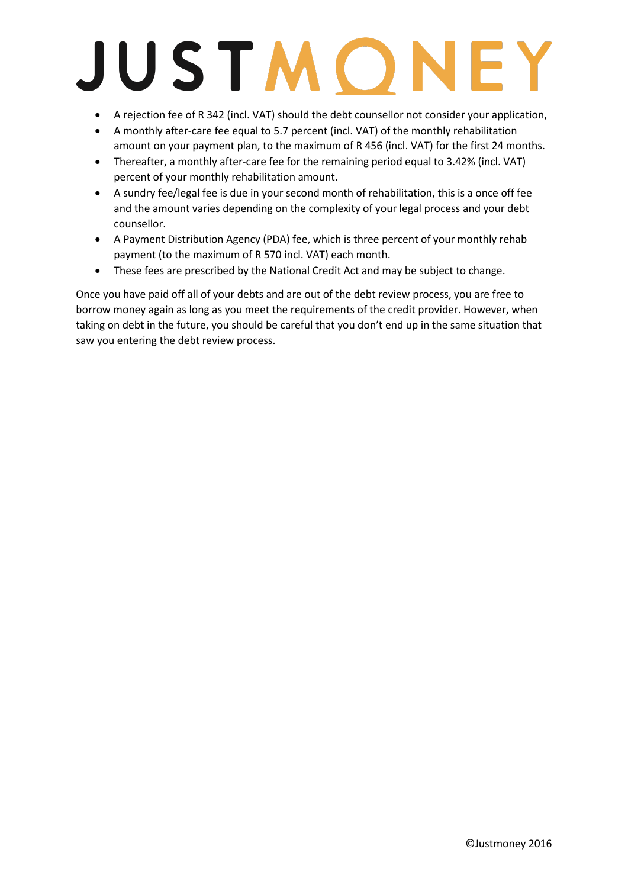- A rejection fee of R 342 (incl. VAT) should the debt counsellor not consider your application,
- A monthly after-care fee equal to 5.7 percent (incl. VAT) of the monthly rehabilitation amount on your payment plan, to the maximum of R 456 (incl. VAT) for the first 24 months.
- Thereafter, a monthly after-care fee for the remaining period equal to 3.42% (incl. VAT) percent of your monthly rehabilitation amount.
- A sundry fee/legal fee is due in your second month of rehabilitation, this is a once off fee and the amount varies depending on the complexity of your legal process and your debt counsellor.
- A Payment Distribution Agency (PDA) fee, which is three percent of your monthly rehab payment (to the maximum of R 570 incl. VAT) each month.
- These fees are prescribed by the National Credit Act and may be subject to change.

Once you have paid off all of your debts and are out of the debt review process, you are free to borrow money again as long as you meet the requirements of the credit provider. However, when taking on debt in the future, you should be careful that you don't end up in the same situation that saw you entering the debt review process.